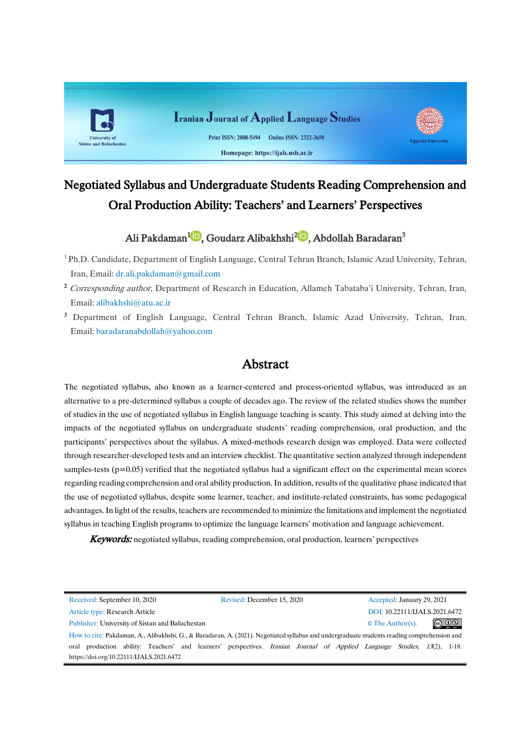Iranian Journal of Applied Language Studies

Print ISSN: 2008-5494 Online ISSN: 2322-3650

Homepage: https://ijals.usb.ac.ir

# Negotiated Syllabus and Undergraduate Students Reading Comprehension and Oral Production Ability: Teachers' and Learners' Perspectives

Ali Pakdaman[1], Goudarz Alibakhshi[2], Abdollah Baradaran[3]

[1] Ph.D. Candidate, Department of English Language, Central Tehran Branch, Islamic Azad University, Tehran, Iran, Email: dr.ali.pakdaman@gmail.com

[2] *Corresponding author,* Department of Research in Education, Allameh Tabataba'i University, Tehran, Iran, Email: alibakhshi@atu.ac.ir

[3] Department of English Language, Central Tehran Branch, Islamic Azad University, Tehran, Iran, Email: baradaranabdollah@yahoo.com

## Abstract

The negotiated syllabus, also known as a learner-centered and process-oriented syllabus, was introduced as an alternative to a pre-determined syllabus a couple of decades ago. The review of the related studies shows the number of studies in the use of negotiated syllabus in English language teaching is scanty. This study aimed at delving into the impacts of the negotiated syllabus on undergraduate students' reading comprehension, oral production, and the participants' perspectives about the syllabus. A mixed-methods research design was employed. Data were collected through researcher-developed tests and an interview checklist. The quantitative section analyzed through independent samples-tests ($p=0.05$) verified that the negotiated syllabus had a significant effect on the experimental mean scores regarding reading comprehension and oral ability production. In addition, results of the qualitative phase indicated that the use of negotiated syllabus, despite some learner, teacher, and institute-related constraints, has some pedagogical advantages. In light of the results, teachers are recommended to minimize the limitations and implement the negotiated syllabus in teaching English programs to optimize the language learners' motivation and language achievement.

***Keywords:*** negotiated syllabus, reading comprehension, oral production, learners' perspectives

| Received: September 10, 2020 | Revised: December 15, 2020 | Accepted: January 29, 2021 |
|---|---|---|
| Article type: Research Article | | DOI: 10.22111/IJALS.2021.6472 |
| Publisher: University of Sistan and Baluchestan | | © The Author(s). |

How to cite: Pakdaman, A., Alibakhshi, G., & Baradaran, A. (2021). Negotiated syllabus and undergraduate students reading comprehension and oral production ability: Teachers' and learners' perspectives. *Iranian Journal of Applied Language Studies*, *13*(2), 1-18. https://doi.org/10.22111/IJALS.2021.6472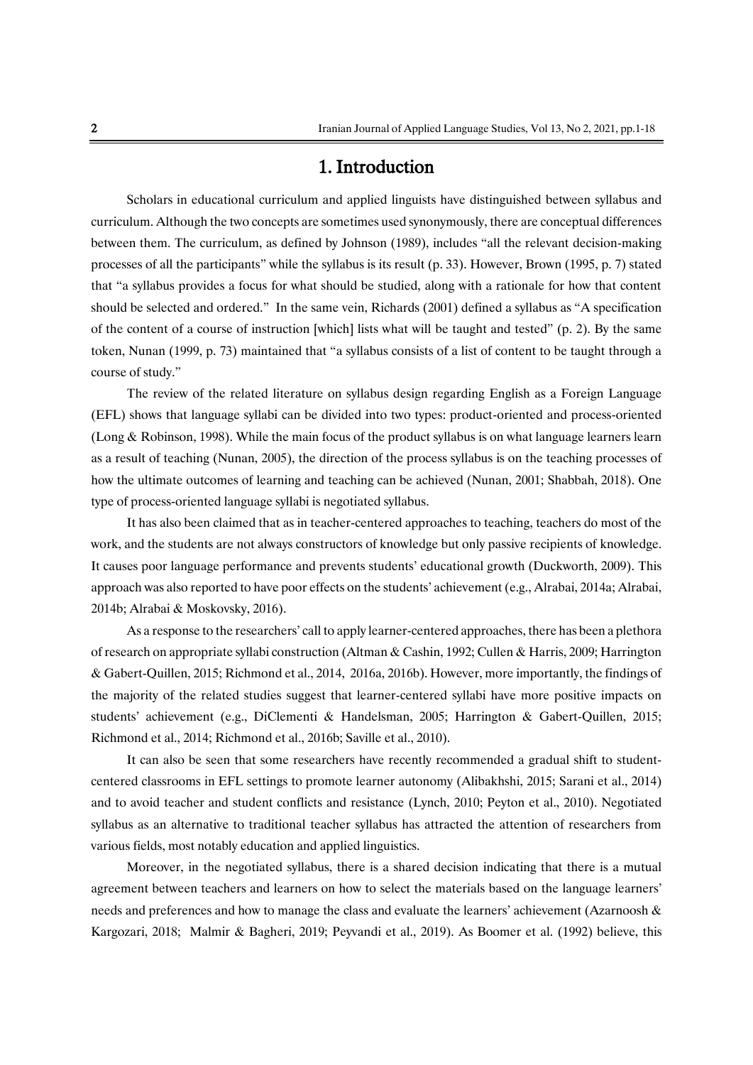# 1. Introduction

Scholars in educational curriculum and applied linguists have distinguished between syllabus and curriculum. Although the two concepts are sometimes used synonymously, there are conceptual differences between them. The curriculum, as defined by Johnson (1989), includes "all the relevant decision-making processes of all the participants" while the syllabus is its result (p. 33). However, Brown (1995, p. 7) stated that "a syllabus provides a focus for what should be studied, along with a rationale for how that content should be selected and ordered." In the same vein, Richards (2001) defined a syllabus as "A specification of the content of a course of instruction [which] lists what will be taught and tested" (p. 2). By the same token, Nunan (1999, p. 73) maintained that "a syllabus consists of a list of content to be taught through a course of study."

The review of the related literature on syllabus design regarding English as a Foreign Language (EFL) shows that language syllabi can be divided into two types: product-oriented and process-oriented (Long & Robinson, 1998). While the main focus of the product syllabus is on what language learners learn as a result of teaching (Nunan, 2005), the direction of the process syllabus is on the teaching processes of how the ultimate outcomes of learning and teaching can be achieved (Nunan, 2001; Shabbah, 2018). One type of process-oriented language syllabi is negotiated syllabus.

It has also been claimed that as in teacher-centered approaches to teaching, teachers do most of the work, and the students are not always constructors of knowledge but only passive recipients of knowledge. It causes poor language performance and prevents students' educational growth (Duckworth, 2009). This approach was also reported to have poor effects on the students' achievement (e.g., Alrabai, 2014a; Alrabai, 2014b; Alrabai & Moskovsky, 2016).

As a response to the researchers' call to apply learner-centered approaches, there has been a plethora of research on appropriate syllabi construction (Altman & Cashin, 1992; Cullen & Harris, 2009; Harrington & Gabert-Quillen, 2015; Richmond et al., 2014, 2016a, 2016b). However, more importantly, the findings of the majority of the related studies suggest that learner-centered syllabi have more positive impacts on students' achievement (e.g., DiClementi & Handelsman, 2005; Harrington & Gabert-Quillen, 2015; Richmond et al., 2014; Richmond et al., 2016b; Saville et al., 2010).

It can also be seen that some researchers have recently recommended a gradual shift to student-centered classrooms in EFL settings to promote learner autonomy (Alibakhshi, 2015; Sarani et al., 2014) and to avoid teacher and student conflicts and resistance (Lynch, 2010; Peyton et al., 2010). Negotiated syllabus as an alternative to traditional teacher syllabus has attracted the attention of researchers from various fields, most notably education and applied linguistics.

Moreover, in the negotiated syllabus, there is a shared decision indicating that there is a mutual agreement between teachers and learners on how to select the materials based on the language learners' needs and preferences and how to manage the class and evaluate the learners' achievement (Azarnoosh & Kargozari, 2018; Malmir & Bagheri, 2019; Peyvandi et al., 2019). As Boomer et al. (1992) believe, this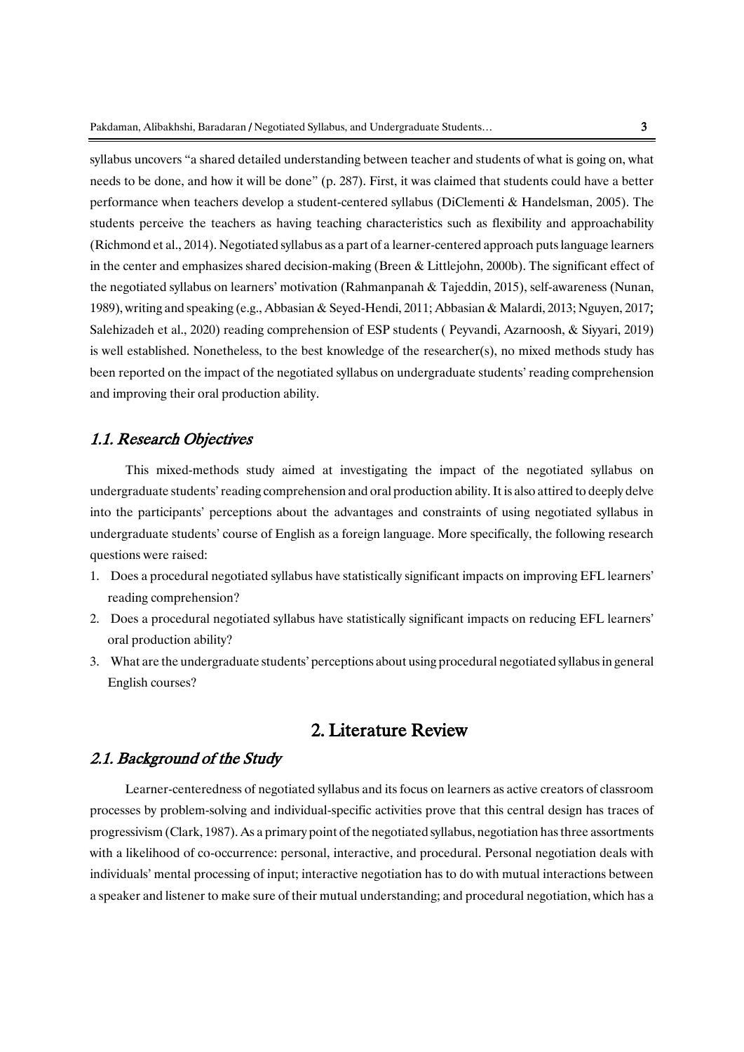syllabus uncovers "a shared detailed understanding between teacher and students of what is going on, what needs to be done, and how it will be done" (p. 287). First, it was claimed that students could have a better performance when teachers develop a student-centered syllabus (DiClementi & Handelsman, 2005). The students perceive the teachers as having teaching characteristics such as flexibility and approachability (Richmond et al., 2014). Negotiated syllabus as a part of a learner-centered approach puts language learners in the center and emphasizes shared decision-making (Breen & Littlejohn, 2000b). The significant effect of the negotiated syllabus on learners' motivation (Rahmanpanah & Tajeddin, 2015), self-awareness (Nunan, 1989), writing and speaking (e.g., Abbasian & Seyed-Hendi, 2011; Abbasian & Malardi, 2013; Nguyen, 2017; Salehizadeh et al., 2020) reading comprehension of ESP students ( Peyvandi, Azarnoosh, & Siyyari, 2019) is well established. Nonetheless, to the best knowledge of the researcher(s), no mixed methods study has been reported on the impact of the negotiated syllabus on undergraduate students' reading comprehension and improving their oral production ability.

### *1.1. Research Objectives*

This mixed-methods study aimed at investigating the impact of the negotiated syllabus on undergraduate students' reading comprehension and oral production ability. It is also attired to deeply delve into the participants' perceptions about the advantages and constraints of using negotiated syllabus in undergraduate students' course of English as a foreign language. More specifically, the following research questions were raised:

1. Does a procedural negotiated syllabus have statistically significant impacts on improving EFL learners' reading comprehension?
2. Does a procedural negotiated syllabus have statistically significant impacts on reducing EFL learners' oral production ability?
3. What are the undergraduate students' perceptions about using procedural negotiated syllabus in general English courses?

## 2. Literature Review

### *2.1. Background of the Study*

Learner-centeredness of negotiated syllabus and its focus on learners as active creators of classroom processes by problem-solving and individual-specific activities prove that this central design has traces of progressivism (Clark, 1987). As a primary point of the negotiated syllabus, negotiation has three assortments with a likelihood of co-occurrence: personal, interactive, and procedural. Personal negotiation deals with individuals' mental processing of input; interactive negotiation has to do with mutual interactions between a speaker and listener to make sure of their mutual understanding; and procedural negotiation, which has a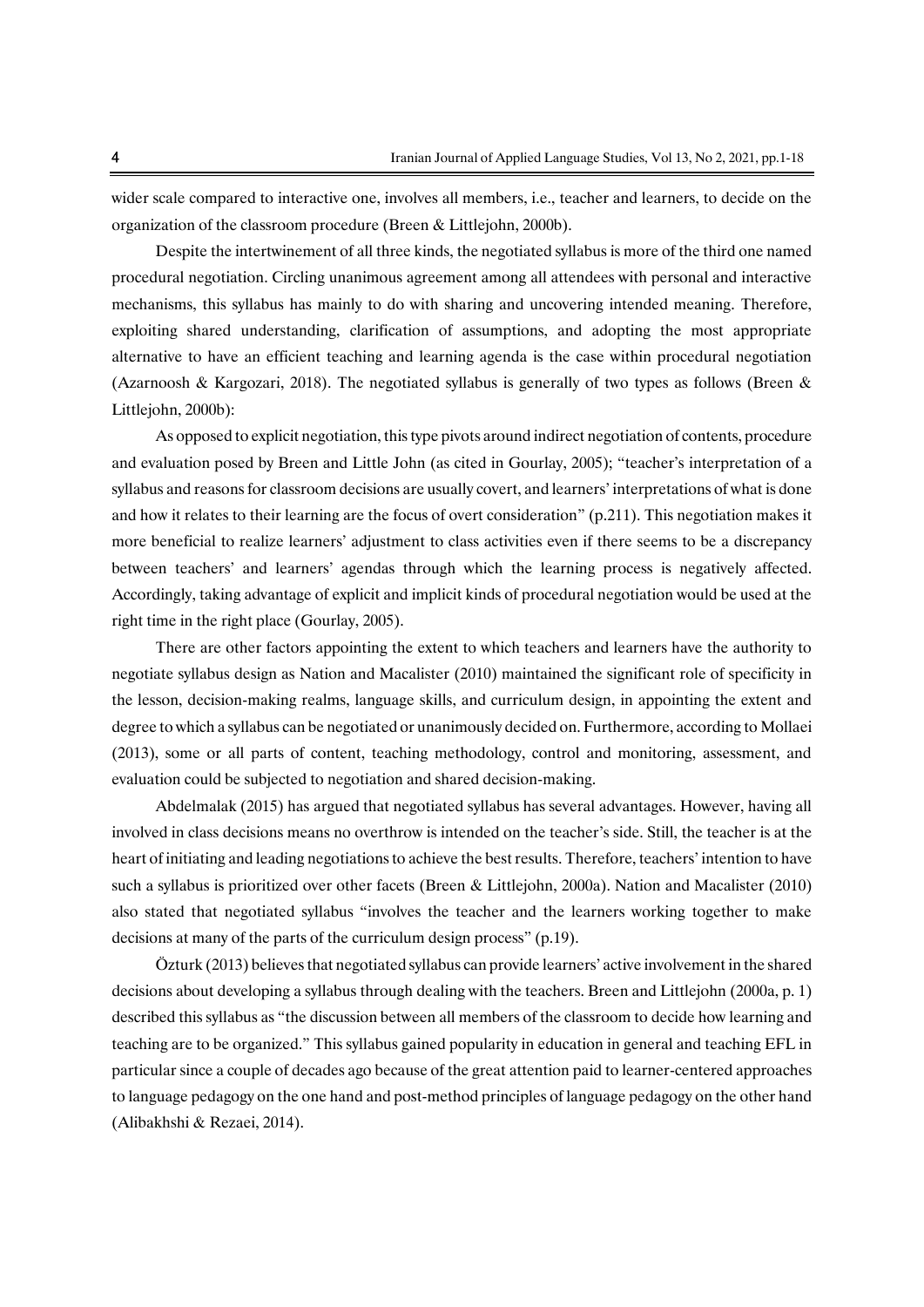wider scale compared to interactive one, involves all members, i.e., teacher and learners, to decide on the organization of the classroom procedure (Breen & Littlejohn, 2000b).

Despite the intertwinement of all three kinds, the negotiated syllabus is more of the third one named procedural negotiation. Circling unanimous agreement among all attendees with personal and interactive mechanisms, this syllabus has mainly to do with sharing and uncovering intended meaning. Therefore, exploiting shared understanding, clarification of assumptions, and adopting the most appropriate alternative to have an efficient teaching and learning agenda is the case within procedural negotiation (Azarnoosh & Kargozari, 2018). The negotiated syllabus is generally of two types as follows (Breen & Littlejohn, 2000b):

As opposed to explicit negotiation, this type pivots around indirect negotiation of contents, procedure and evaluation posed by Breen and Little John (as cited in Gourlay, 2005); "teacher's interpretation of a syllabus and reasons for classroom decisions are usually covert, and learners' interpretations of what is done and how it relates to their learning are the focus of overt consideration" (p.211). This negotiation makes it more beneficial to realize learners' adjustment to class activities even if there seems to be a discrepancy between teachers' and learners' agendas through which the learning process is negatively affected. Accordingly, taking advantage of explicit and implicit kinds of procedural negotiation would be used at the right time in the right place (Gourlay, 2005).

There are other factors appointing the extent to which teachers and learners have the authority to negotiate syllabus design as Nation and Macalister (2010) maintained the significant role of specificity in the lesson, decision-making realms, language skills, and curriculum design, in appointing the extent and degree to which a syllabus can be negotiated or unanimously decided on. Furthermore, according to Mollaei (2013), some or all parts of content, teaching methodology, control and monitoring, assessment, and evaluation could be subjected to negotiation and shared decision-making.

Abdelmalak (2015) has argued that negotiated syllabus has several advantages. However, having all involved in class decisions means no overthrow is intended on the teacher's side. Still, the teacher is at the heart of initiating and leading negotiations to achieve the best results. Therefore, teachers' intention to have such a syllabus is prioritized over other facets (Breen & Littlejohn, 2000a). Nation and Macalister (2010) also stated that negotiated syllabus "involves the teacher and the learners working together to make decisions at many of the parts of the curriculum design process" (p.19).

Özturk (2013) believes that negotiated syllabus can provide learners' active involvement in the shared decisions about developing a syllabus through dealing with the teachers. Breen and Littlejohn (2000a, p. 1) described this syllabus as "the discussion between all members of the classroom to decide how learning and teaching are to be organized." This syllabus gained popularity in education in general and teaching EFL in particular since a couple of decades ago because of the great attention paid to learner-centered approaches to language pedagogy on the one hand and post-method principles of language pedagogy on the other hand (Alibakhshi & Rezaei, 2014).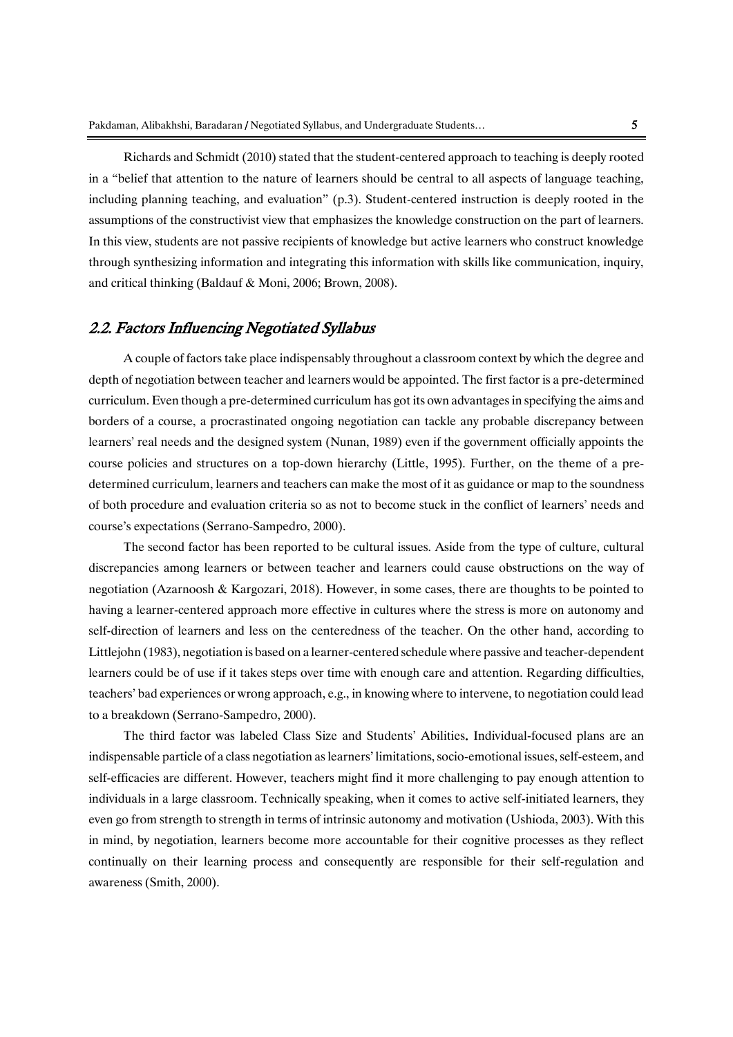Richards and Schmidt (2010) stated that the student-centered approach to teaching is deeply rooted in a "belief that attention to the nature of learners should be central to all aspects of language teaching, including planning teaching, and evaluation" (p.3). Student-centered instruction is deeply rooted in the assumptions of the constructivist view that emphasizes the knowledge construction on the part of learners. In this view, students are not passive recipients of knowledge but active learners who construct knowledge through synthesizing information and integrating this information with skills like communication, inquiry, and critical thinking (Baldauf & Moni, 2006; Brown, 2008).

## *2.2. Factors Influencing Negotiated Syllabus*

A couple of factors take place indispensably throughout a classroom context by which the degree and depth of negotiation between teacher and learners would be appointed. The first factor is a pre-determined curriculum. Even though a pre-determined curriculum has got its own advantages in specifying the aims and borders of a course, a procrastinated ongoing negotiation can tackle any probable discrepancy between learners' real needs and the designed system (Nunan, 1989) even if the government officially appoints the course policies and structures on a top-down hierarchy (Little, 1995). Further, on the theme of a pre-determined curriculum, learners and teachers can make the most of it as guidance or map to the soundness of both procedure and evaluation criteria so as not to become stuck in the conflict of learners' needs and course's expectations (Serrano-Sampedro, 2000).

The second factor has been reported to be cultural issues. Aside from the type of culture, cultural discrepancies among learners or between teacher and learners could cause obstructions on the way of negotiation (Azarnoosh & Kargozari, 2018). However, in some cases, there are thoughts to be pointed to having a learner-centered approach more effective in cultures where the stress is more on autonomy and self-direction of learners and less on the centeredness of the teacher. On the other hand, according to Littlejohn (1983), negotiation is based on a learner-centered schedule where passive and teacher-dependent learners could be of use if it takes steps over time with enough care and attention. Regarding difficulties, teachers' bad experiences or wrong approach, e.g., in knowing where to intervene, to negotiation could lead to a breakdown (Serrano-Sampedro, 2000).

The third factor was labeled Class Size and Students' Abilities**.** Individual-focused plans are an indispensable particle of a class negotiation as learners' limitations, socio-emotional issues, self-esteem, and self-efficacies are different. However, teachers might find it more challenging to pay enough attention to individuals in a large classroom. Technically speaking, when it comes to active self-initiated learners, they even go from strength to strength in terms of intrinsic autonomy and motivation (Ushioda, 2003). With this in mind, by negotiation, learners become more accountable for their cognitive processes as they reflect continually on their learning process and consequently are responsible for their self-regulation and awareness (Smith, 2000).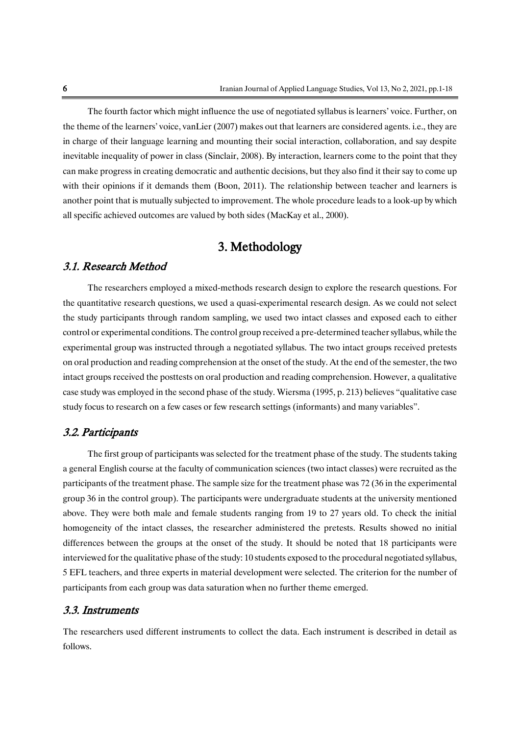The fourth factor which might influence the use of negotiated syllabus is learners' voice. Further, on the theme of the learners' voice, vanLier (2007) makes out that learners are considered agents. i.e., they are in charge of their language learning and mounting their social interaction, collaboration, and say despite inevitable inequality of power in class (Sinclair, 2008). By interaction, learners come to the point that they can make progress in creating democratic and authentic decisions, but they also find it their say to come up with their opinions if it demands them (Boon, 2011). The relationship between teacher and learners is another point that is mutually subjected to improvement. The whole procedure leads to a look-up by which all specific achieved outcomes are valued by both sides (MacKay et al., 2000).

# 3. Methodology

## *3.1. Research Method*

The researchers employed a mixed-methods research design to explore the research questions. For the quantitative research questions, we used a quasi-experimental research design. As we could not select the study participants through random sampling, we used two intact classes and exposed each to either control or experimental conditions. The control group received a pre-determined teacher syllabus, while the experimental group was instructed through a negotiated syllabus. The two intact groups received pretests on oral production and reading comprehension at the onset of the study. At the end of the semester, the two intact groups received the posttests on oral production and reading comprehension. However, a qualitative case study was employed in the second phase of the study. Wiersma (1995, p. 213) believes "qualitative case study focus to research on a few cases or few research settings (informants) and many variables".

## *3.2. Participants*

The first group of participants was selected for the treatment phase of the study. The students taking a general English course at the faculty of communication sciences (two intact classes) were recruited as the participants of the treatment phase. The sample size for the treatment phase was 72 (36 in the experimental group 36 in the control group). The participants were undergraduate students at the university mentioned above. They were both male and female students ranging from 19 to 27 years old. To check the initial homogeneity of the intact classes, the researcher administered the pretests. Results showed no initial differences between the groups at the onset of the study. It should be noted that 18 participants were interviewed for the qualitative phase of the study: 10 students exposed to the procedural negotiated syllabus, 5 EFL teachers, and three experts in material development were selected. The criterion for the number of participants from each group was data saturation when no further theme emerged.

## *3.3. Instruments*

The researchers used different instruments to collect the data. Each instrument is described in detail as follows.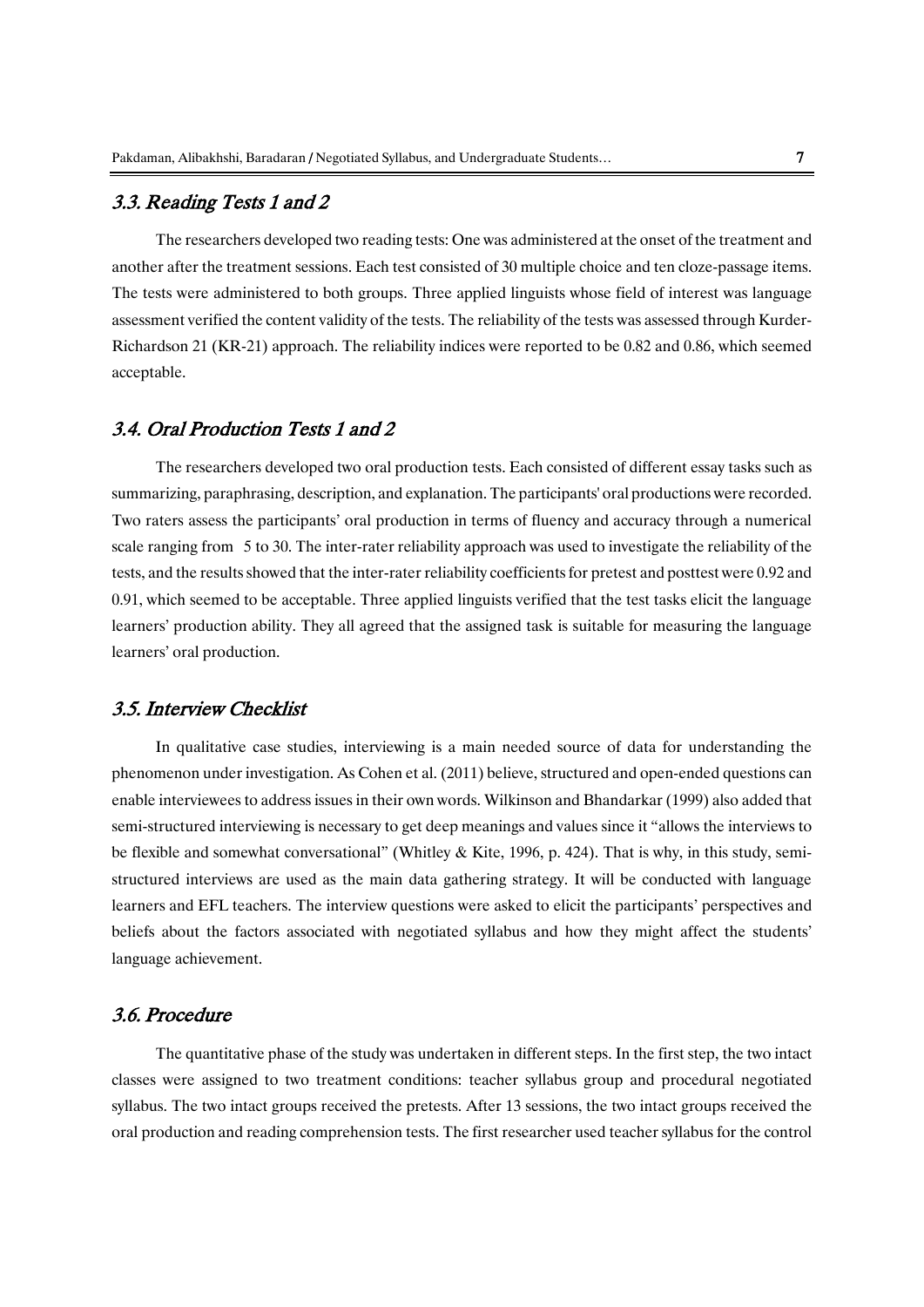### *3.3. Reading Tests 1 and 2*

The researchers developed two reading tests: One was administered at the onset of the treatment and another after the treatment sessions. Each test consisted of 30 multiple choice and ten cloze-passage items. The tests were administered to both groups. Three applied linguists whose field of interest was language assessment verified the content validity of the tests. The reliability of the tests was assessed through Kurder-Richardson 21 (KR-21) approach. The reliability indices were reported to be 0.82 and 0.86, which seemed acceptable.

### *3.4. Oral Production Tests 1 and 2*

The researchers developed two oral production tests. Each consisted of different essay tasks such as summarizing, paraphrasing, description, and explanation. The participants' oral productions were recorded. Two raters assess the participants' oral production in terms of fluency and accuracy through a numerical scale ranging from 5 to 30. The inter-rater reliability approach was used to investigate the reliability of the tests, and the results showed that the inter-rater reliability coefficients for pretest and posttest were 0.92 and 0.91, which seemed to be acceptable. Three applied linguists verified that the test tasks elicit the language learners' production ability. They all agreed that the assigned task is suitable for measuring the language learners' oral production.

### *3.5. Interview Checklist*

In qualitative case studies, interviewing is a main needed source of data for understanding the phenomenon under investigation. As Cohen et al. (2011) believe, structured and open-ended questions can enable interviewees to address issues in their own words. Wilkinson and Bhandarkar (1999) also added that semi-structured interviewing is necessary to get deep meanings and values since it "allows the interviews to be flexible and somewhat conversational" (Whitley & Kite, 1996, p. 424). That is why, in this study, semi-structured interviews are used as the main data gathering strategy. It will be conducted with language learners and EFL teachers. The interview questions were asked to elicit the participants' perspectives and beliefs about the factors associated with negotiated syllabus and how they might affect the students' language achievement.

### *3.6. Procedure*

The quantitative phase of the study was undertaken in different steps. In the first step, the two intact classes were assigned to two treatment conditions: teacher syllabus group and procedural negotiated syllabus. The two intact groups received the pretests. After 13 sessions, the two intact groups received the oral production and reading comprehension tests. The first researcher used teacher syllabus for the control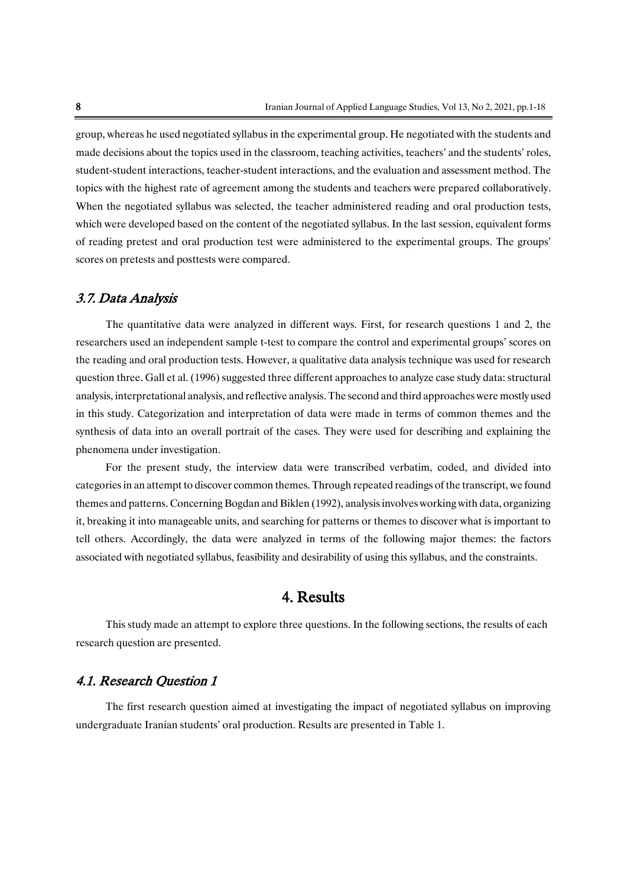group, whereas he used negotiated syllabus in the experimental group. He negotiated with the students and made decisions about the topics used in the classroom, teaching activities, teachers' and the students' roles, student-student interactions, teacher-student interactions, and the evaluation and assessment method. The topics with the highest rate of agreement among the students and teachers were prepared collaboratively. When the negotiated syllabus was selected, the teacher administered reading and oral production tests, which were developed based on the content of the negotiated syllabus. In the last session, equivalent forms of reading pretest and oral production test were administered to the experimental groups. The groups' scores on pretests and posttests were compared.

### *3.7. Data Analysis*

The quantitative data were analyzed in different ways. First, for research questions 1 and 2, the researchers used an independent sample t-test to compare the control and experimental groups' scores on the reading and oral production tests. However, a qualitative data analysis technique was used for research question three. Gall et al. (1996) suggested three different approaches to analyze case study data: structural analysis, interpretational analysis, and reflective analysis. The second and third approaches were mostly used in this study. Categorization and interpretation of data were made in terms of common themes and the synthesis of data into an overall portrait of the cases. They were used for describing and explaining the phenomena under investigation.

For the present study, the interview data were transcribed verbatim, coded, and divided into categories in an attempt to discover common themes. Through repeated readings of the transcript, we found themes and patterns. Concerning Bogdan and Biklen (1992), analysis involves working with data, organizing it, breaking it into manageable units, and searching for patterns or themes to discover what is important to tell others. Accordingly, the data were analyzed in terms of the following major themes: the factors associated with negotiated syllabus, feasibility and desirability of using this syllabus, and the constraints.

## 4. Results

This study made an attempt to explore three questions. In the following sections, the results of each research question are presented.

### *4.1. Research Question 1*

The first research question aimed at investigating the impact of negotiated syllabus on improving undergraduate Iranian students' oral production. Results are presented in Table 1.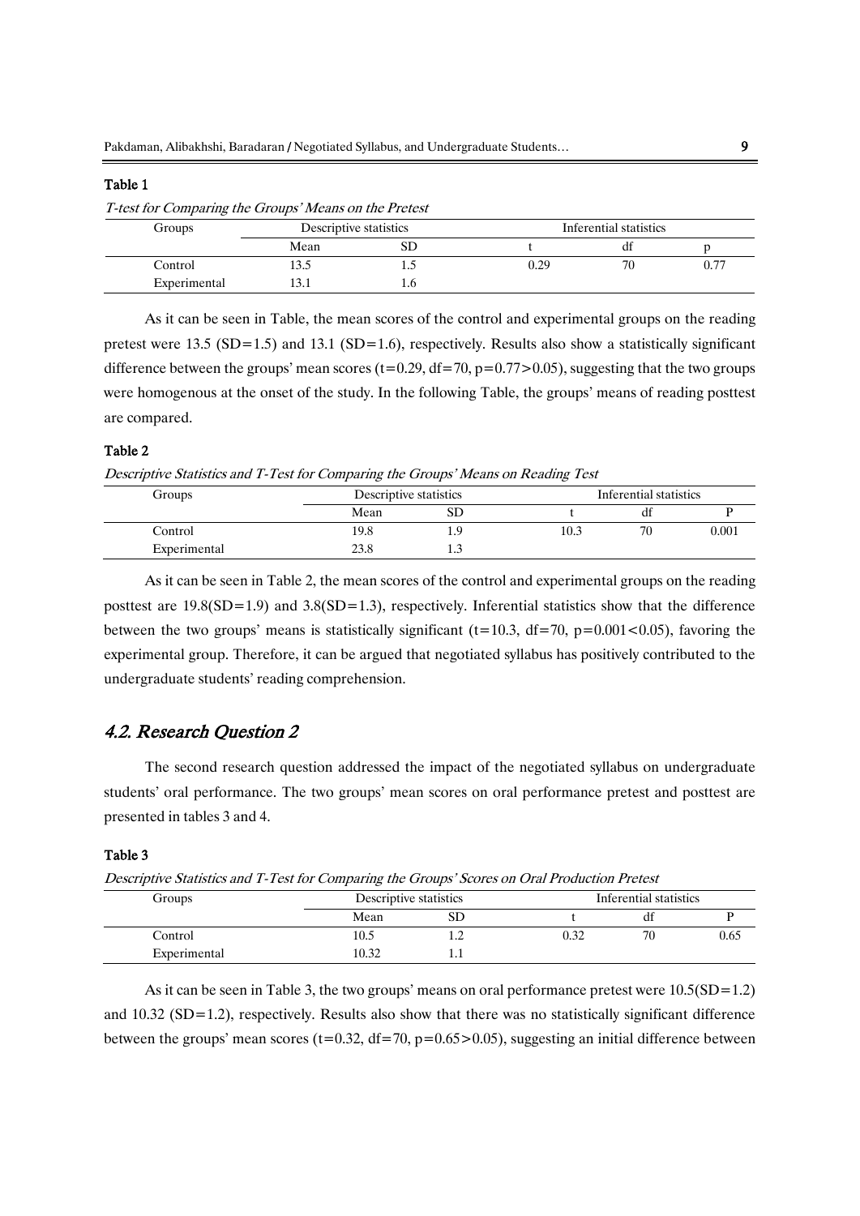**Table 1**

*T-test for Comparing the Groups' Means on the Pretest*

| Groups | Descriptive statistics | | Inferential statistics | | |
|---|---|---|---|---|---|
| | Mean | SD | t | df | p |
| Control | 13.5 | 1.5 | 0.29 | 70 | 0.77 |
| Experimental | 13.1 | 1.6 | | | |

As it can be seen in Table, the mean scores of the control and experimental groups on the reading pretest were 13.5 (SD=1.5) and 13.1 (SD=1.6), respectively. Results also show a statistically significant difference between the groups' mean scores (t=0.29, df=70, p=0.77>0.05), suggesting that the two groups were homogenous at the onset of the study. In the following Table, the groups' means of reading posttest are compared.

**Table 2**

*Descriptive Statistics and T-Test for Comparing the Groups' Means on Reading Test*

| Groups | Descriptive statistics | | Inferential statistics | | |
|---|---|---|---|---|---|
| | Mean | SD | t | df | P |
| Control | 19.8 | 1.9 | 10.3 | 70 | 0.001 |
| Experimental | 23.8 | 1.3 | | | |

As it can be seen in Table 2, the mean scores of the control and experimental groups on the reading posttest are 19.8(SD=1.9) and 3.8(SD=1.3), respectively. Inferential statistics show that the difference between the two groups' means is statistically significant (t=10.3, df=70, p=0.001<0.05), favoring the experimental group. Therefore, it can be argued that negotiated syllabus has positively contributed to the undergraduate students' reading comprehension.

## *4.2. Research Question 2*

The second research question addressed the impact of the negotiated syllabus on undergraduate students' oral performance. The two groups' mean scores on oral performance pretest and posttest are presented in tables 3 and 4.

**Table 3**

*Descriptive Statistics and T-Test for Comparing the Groups' Scores on Oral Production Pretest*

| Groups | Descriptive statistics | | Inferential statistics | | |
|---|---|---|---|---|---|
| | Mean | SD | t | df | P |
| Control | 10.5 | 1.2 | 0.32 | 70 | 0.65 |
| Experimental | 10.32 | 1.1 | | | |

As it can be seen in Table 3, the two groups' means on oral performance pretest were 10.5(SD=1.2) and 10.32 (SD=1.2), respectively. Results also show that there was no statistically significant difference between the groups' mean scores (t=0.32, df=70, p=0.65>0.05), suggesting an initial difference between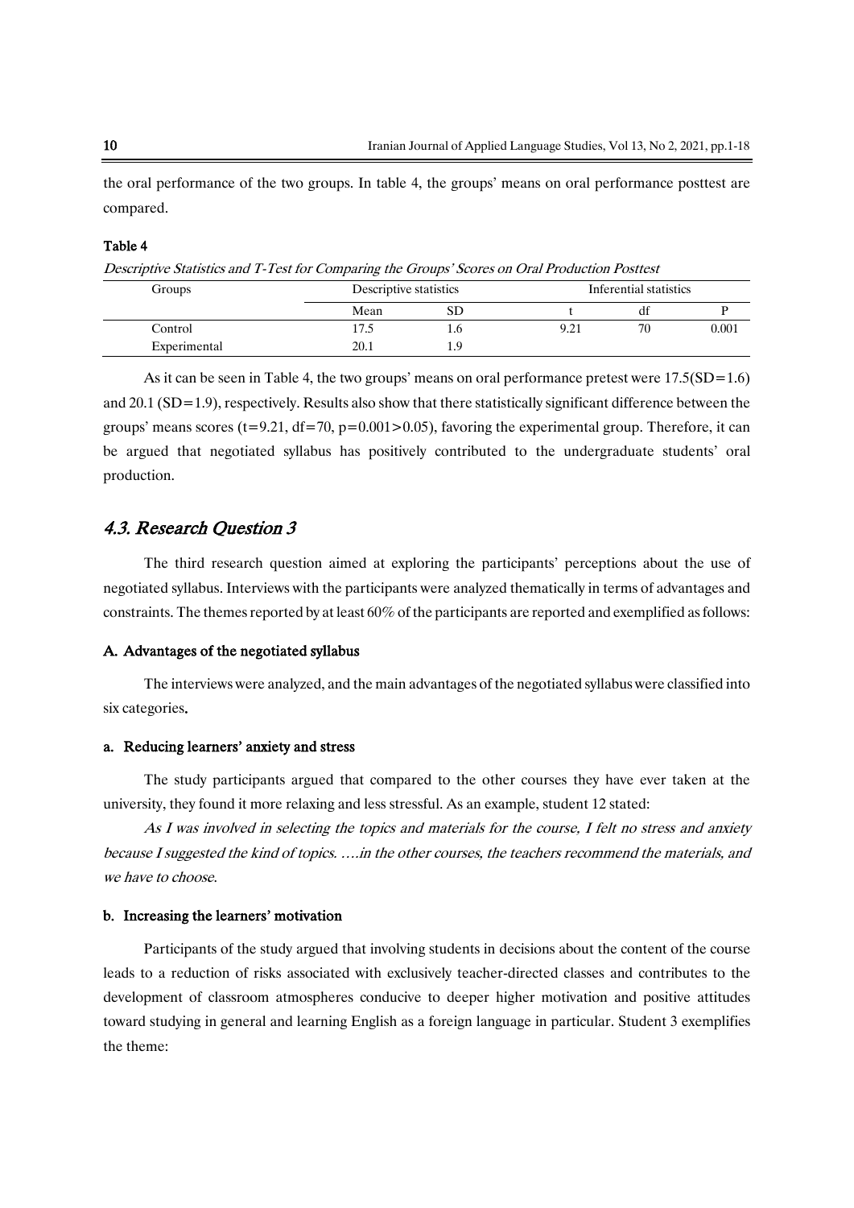the oral performance of the two groups. In table 4, the groups' means on oral performance posttest are compared.

**Table 4**

*Descriptive Statistics and T-Test for Comparing the Groups' Scores on Oral Production Posttest*

| Groups | Descriptive statistics | | Inferential statistics | | |
|---|---|---|---|---|---|
| | Mean | SD | t | df | P |
| Control | 17.5 | 1.6 | 9.21 | 70 | 0.001 |
| Experimental | 20.1 | 1.9 | | | |

As it can be seen in Table 4, the two groups' means on oral performance pretest were 17.5(SD=1.6) and 20.1 (SD=1.9), respectively. Results also show that there statistically significant difference between the groups' means scores ($t=9.21$, $df=70$, $p=0.001>0.05$), favoring the experimental group. Therefore, it can be argued that negotiated syllabus has positively contributed to the undergraduate students' oral production.

## *4.3. Research Question 3*

The third research question aimed at exploring the participants' perceptions about the use of negotiated syllabus. Interviews with the participants were analyzed thematically in terms of advantages and constraints. The themes reported by at least 60% of the participants are reported and exemplified as follows:

### A. Advantages of the negotiated syllabus

The interviews were analyzed, and the main advantages of the negotiated syllabus were classified into six categories.

#### a. Reducing learners' anxiety and stress

The study participants argued that compared to the other courses they have ever taken at the university, they found it more relaxing and less stressful. As an example, student 12 stated:

*As I was involved in selecting the topics and materials for the course, I felt no stress and anxiety because I suggested the kind of topics. ….in the other courses, the teachers recommend the materials, and we have to choose.*

#### b. Increasing the learners' motivation

Participants of the study argued that involving students in decisions about the content of the course leads to a reduction of risks associated with exclusively teacher-directed classes and contributes to the development of classroom atmospheres conducive to deeper higher motivation and positive attitudes toward studying in general and learning English as a foreign language in particular. Student 3 exemplifies the theme: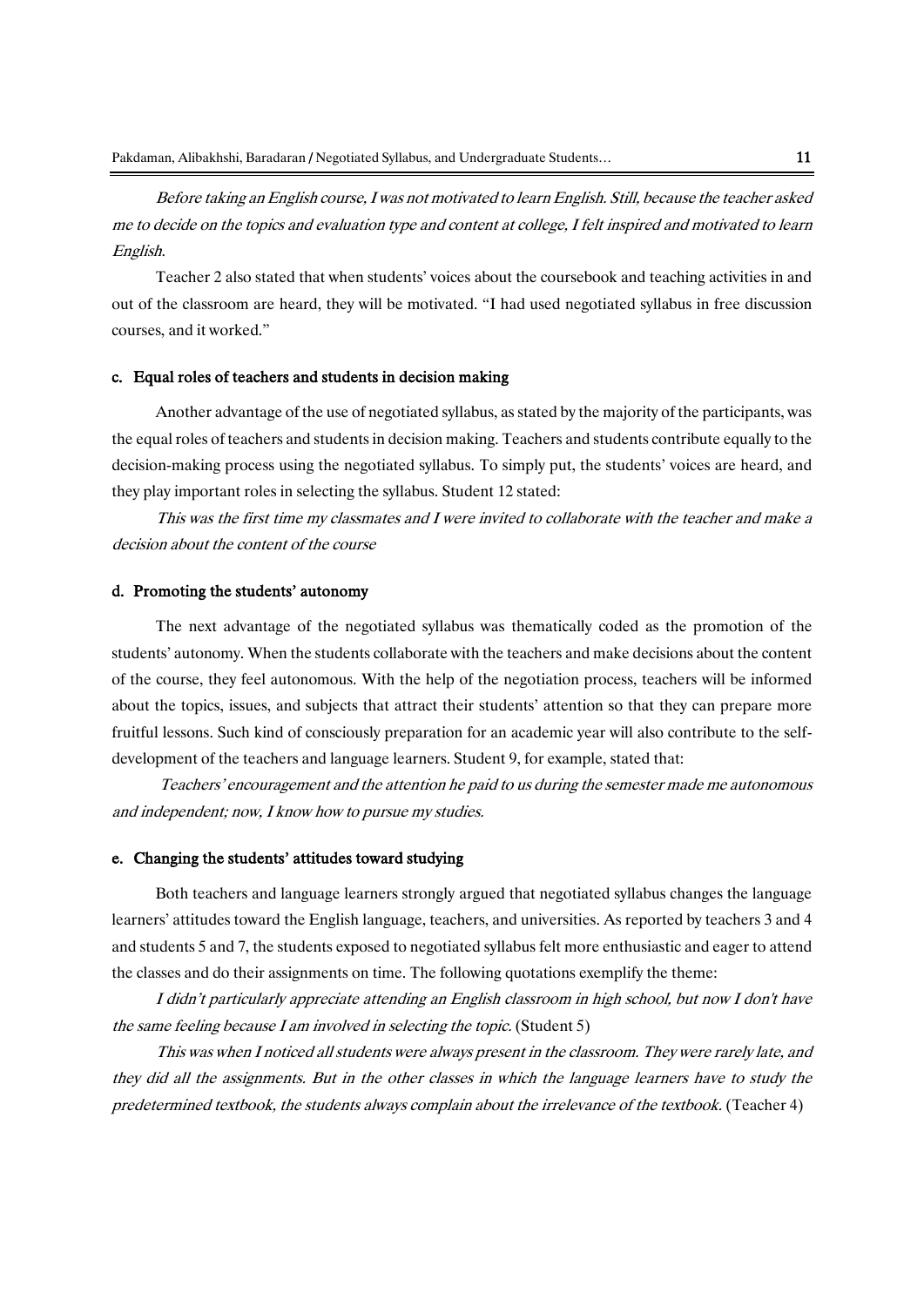*Before taking an English course, I was not motivated to learn English. Still, because the teacher asked me to decide on the topics and evaluation type and content at college, I felt inspired and motivated to learn English.*

Teacher 2 also stated that when students' voices about the coursebook and teaching activities in and out of the classroom are heard, they will be motivated. "I had used negotiated syllabus in free discussion courses, and it worked."

#### c. Equal roles of teachers and students in decision making

Another advantage of the use of negotiated syllabus, as stated by the majority of the participants, was the equal roles of teachers and students in decision making. Teachers and students contribute equally to the decision-making process using the negotiated syllabus. To simply put, the students' voices are heard, and they play important roles in selecting the syllabus. Student 12 stated:

*This was the first time my classmates and I were invited to collaborate with the teacher and make a decision about the content of the course*

#### d. Promoting the students' autonomy

The next advantage of the negotiated syllabus was thematically coded as the promotion of the students' autonomy. When the students collaborate with the teachers and make decisions about the content of the course, they feel autonomous. With the help of the negotiation process, teachers will be informed about the topics, issues, and subjects that attract their students' attention so that they can prepare more fruitful lessons. Such kind of consciously preparation for an academic year will also contribute to the self-development of the teachers and language learners. Student 9, for example, stated that:

*Teachers' encouragement and the attention he paid to us during the semester made me autonomous and independent; now, I know how to pursue my studies.*

#### e. Changing the students' attitudes toward studying

Both teachers and language learners strongly argued that negotiated syllabus changes the language learners' attitudes toward the English language, teachers, and universities. As reported by teachers 3 and 4 and students 5 and 7, the students exposed to negotiated syllabus felt more enthusiastic and eager to attend the classes and do their assignments on time. The following quotations exemplify the theme:

*I didn't particularly appreciate attending an English classroom in high school, but now I don't have the same feeling because I am involved in selecting the topic.* (Student 5)

*This was when I noticed all students were always present in the classroom. They were rarely late, and they did all the assignments. But in the other classes in which the language learners have to study the predetermined textbook, the students always complain about the irrelevance of the textbook.* (Teacher 4)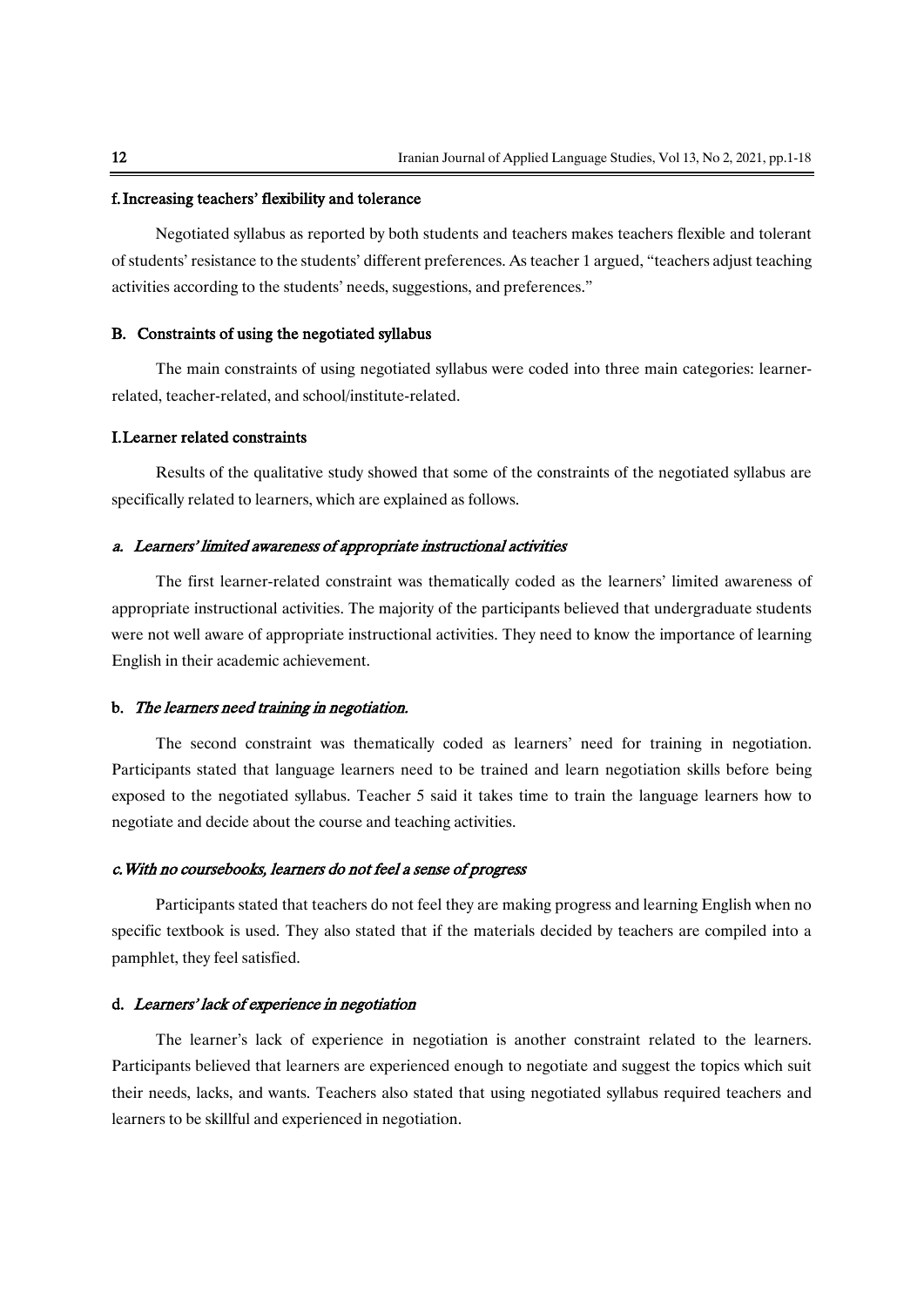#### f. Increasing teachers' flexibility and tolerance

Negotiated syllabus as reported by both students and teachers makes teachers flexible and tolerant of students' resistance to the students' different preferences. As teacher 1 argued, "teachers adjust teaching activities according to the students' needs, suggestions, and preferences."

### B. Constraints of using the negotiated syllabus

The main constraints of using negotiated syllabus were coded into three main categories: learner-related, teacher-related, and school/institute-related.

#### I. Learner related constraints

Results of the qualitative study showed that some of the constraints of the negotiated syllabus are specifically related to learners, which are explained as follows.

#### a. *Learners' limited awareness of appropriate instructional activities*

The first learner-related constraint was thematically coded as the learners' limited awareness of appropriate instructional activities. The majority of the participants believed that undergraduate students were not well aware of appropriate instructional activities. They need to know the importance of learning English in their academic achievement.

#### b. *The learners need training in negotiation.*

The second constraint was thematically coded as learners' need for training in negotiation. Participants stated that language learners need to be trained and learn negotiation skills before being exposed to the negotiated syllabus. Teacher 5 said it takes time to train the language learners how to negotiate and decide about the course and teaching activities.

#### *c. With no coursebooks, learners do not feel a sense of progress*

Participants stated that teachers do not feel they are making progress and learning English when no specific textbook is used. They also stated that if the materials decided by teachers are compiled into a pamphlet, they feel satisfied.

#### d. *Learners' lack of experience in negotiation*

The learner's lack of experience in negotiation is another constraint related to the learners. Participants believed that learners are experienced enough to negotiate and suggest the topics which suit their needs, lacks, and wants. Teachers also stated that using negotiated syllabus required teachers and learners to be skillful and experienced in negotiation.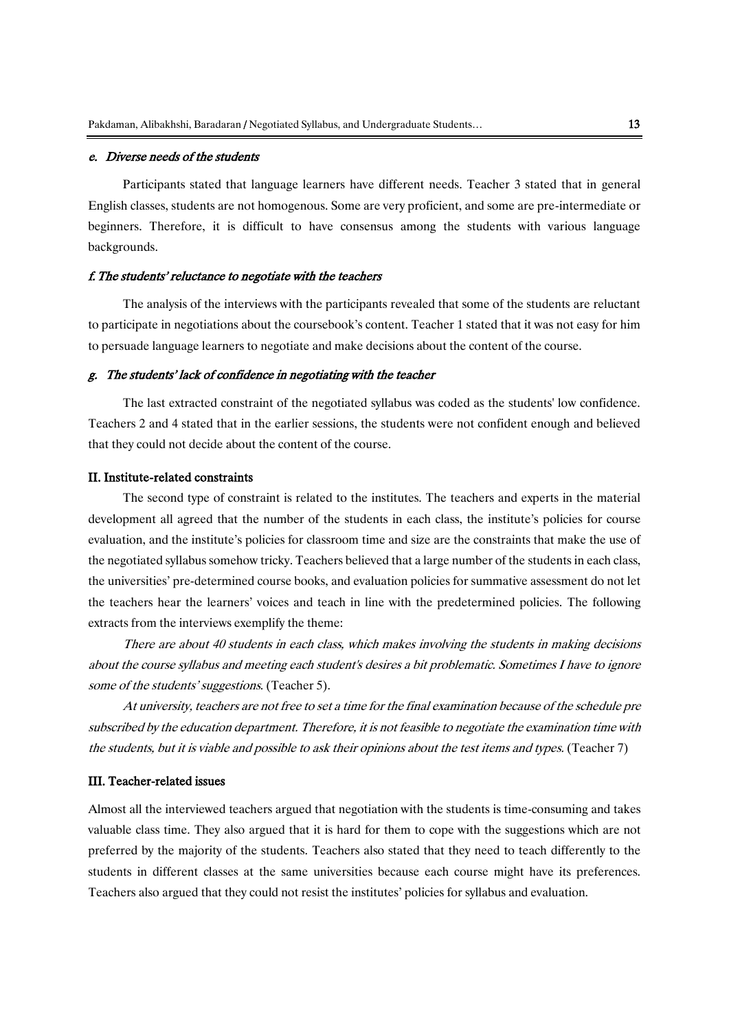#### *e. Diverse needs of the students*

Participants stated that language learners have different needs. Teacher 3 stated that in general English classes, students are not homogenous. Some are very proficient, and some are pre-intermediate or beginners. Therefore, it is difficult to have consensus among the students with various language backgrounds.

#### *f. The students' reluctance to negotiate with the teachers*

The analysis of the interviews with the participants revealed that some of the students are reluctant to participate in negotiations about the coursebook's content. Teacher 1 stated that it was not easy for him to persuade language learners to negotiate and make decisions about the content of the course.

#### *g. The students' lack of confidence in negotiating with the teacher*

The last extracted constraint of the negotiated syllabus was coded as the students' low confidence. Teachers 2 and 4 stated that in the earlier sessions, the students were not confident enough and believed that they could not decide about the content of the course.

### II. Institute-related constraints

The second type of constraint is related to the institutes. The teachers and experts in the material development all agreed that the number of the students in each class, the institute's policies for course evaluation, and the institute's policies for classroom time and size are the constraints that make the use of the negotiated syllabus somehow tricky. Teachers believed that a large number of the students in each class, the universities' pre-determined course books, and evaluation policies for summative assessment do not let the teachers hear the learners' voices and teach in line with the predetermined policies. The following extracts from the interviews exemplify the theme:

*There are about 40 students in each class, which makes involving the students in making decisions about the course syllabus and meeting each student's desires a bit problematic. Sometimes I have to ignore some of the students' suggestions.* (Teacher 5).

*At university, teachers are not free to set a time for the final examination because of the schedule pre subscribed by the education department. Therefore, it is not feasible to negotiate the examination time with the students, but it is viable and possible to ask their opinions about the test items and types.* (Teacher 7)

### III. Teacher-related issues

Almost all the interviewed teachers argued that negotiation with the students is time-consuming and takes valuable class time. They also argued that it is hard for them to cope with the suggestions which are not preferred by the majority of the students. Teachers also stated that they need to teach differently to the students in different classes at the same universities because each course might have its preferences. Teachers also argued that they could not resist the institutes' policies for syllabus and evaluation.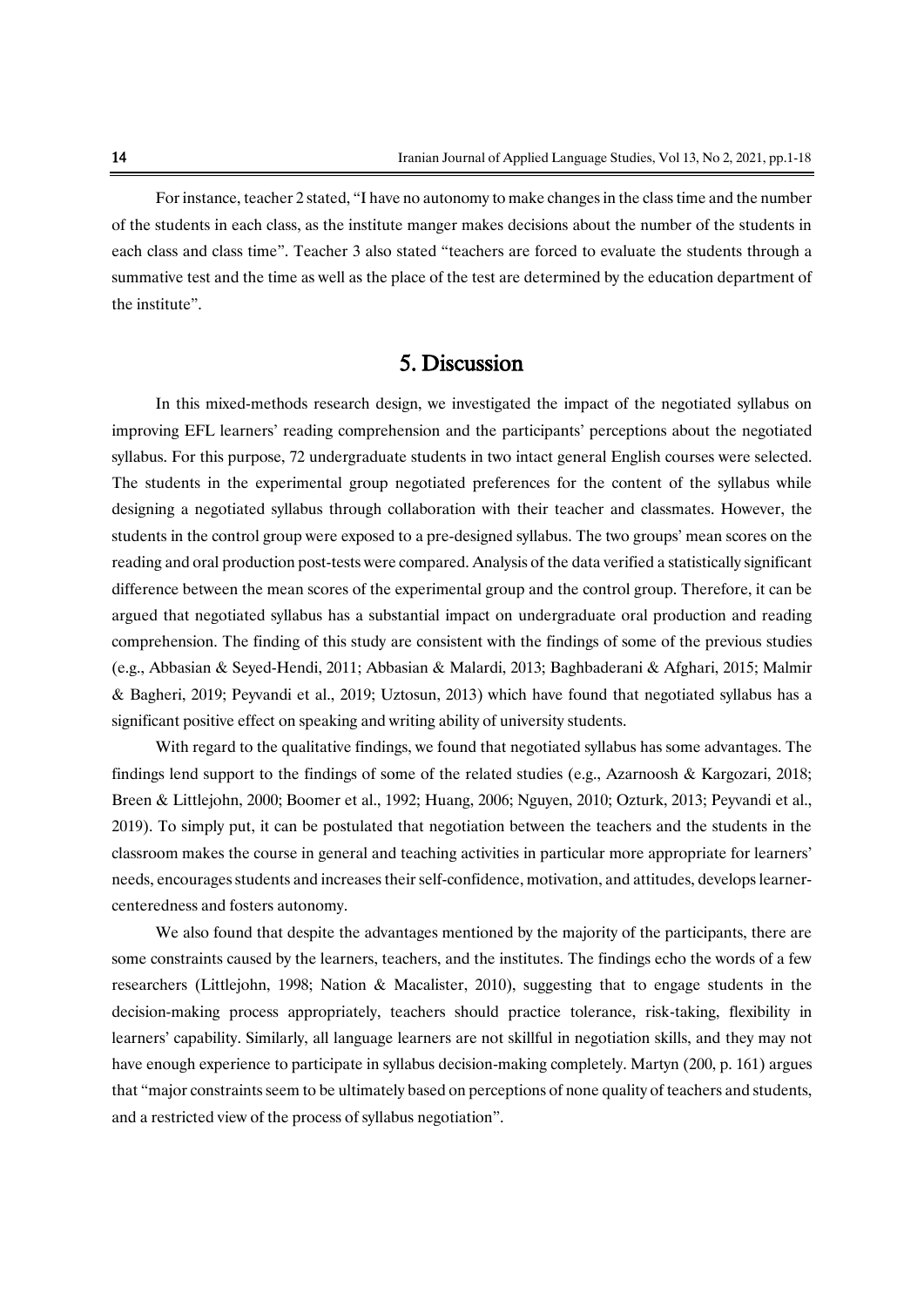For instance, teacher 2 stated, "I have no autonomy to make changes in the class time and the number of the students in each class, as the institute manger makes decisions about the number of the students in each class and class time". Teacher 3 also stated "teachers are forced to evaluate the students through a summative test and the time as well as the place of the test are determined by the education department of the institute".

## 5. Discussion

In this mixed-methods research design, we investigated the impact of the negotiated syllabus on improving EFL learners' reading comprehension and the participants' perceptions about the negotiated syllabus. For this purpose, 72 undergraduate students in two intact general English courses were selected. The students in the experimental group negotiated preferences for the content of the syllabus while designing a negotiated syllabus through collaboration with their teacher and classmates. However, the students in the control group were exposed to a pre-designed syllabus. The two groups' mean scores on the reading and oral production post-tests were compared. Analysis of the data verified a statistically significant difference between the mean scores of the experimental group and the control group. Therefore, it can be argued that negotiated syllabus has a substantial impact on undergraduate oral production and reading comprehension. The finding of this study are consistent with the findings of some of the previous studies (e.g., Abbasian & Seyed-Hendi, 2011; Abbasian & Malardi, 2013; Baghbaderani & Afghari, 2015; Malmir & Bagheri, 2019; Peyvandi et al., 2019; Uztosun, 2013) which have found that negotiated syllabus has a significant positive effect on speaking and writing ability of university students.

With regard to the qualitative findings, we found that negotiated syllabus has some advantages. The findings lend support to the findings of some of the related studies (e.g., Azarnoosh & Kargozari, 2018; Breen & Littlejohn, 2000; Boomer et al., 1992; Huang, 2006; Nguyen, 2010; Ozturk, 2013; Peyvandi et al., 2019). To simply put, it can be postulated that negotiation between the teachers and the students in the classroom makes the course in general and teaching activities in particular more appropriate for learners' needs, encourages students and increases their self-confidence, motivation, and attitudes, develops learner-centeredness and fosters autonomy.

We also found that despite the advantages mentioned by the majority of the participants, there are some constraints caused by the learners, teachers, and the institutes. The findings echo the words of a few researchers (Littlejohn, 1998; Nation & Macalister, 2010), suggesting that to engage students in the decision-making process appropriately, teachers should practice tolerance, risk-taking, flexibility in learners' capability. Similarly, all language learners are not skillful in negotiation skills, and they may not have enough experience to participate in syllabus decision-making completely. Martyn (200, p. 161) argues that "major constraints seem to be ultimately based on perceptions of none quality of teachers and students, and a restricted view of the process of syllabus negotiation".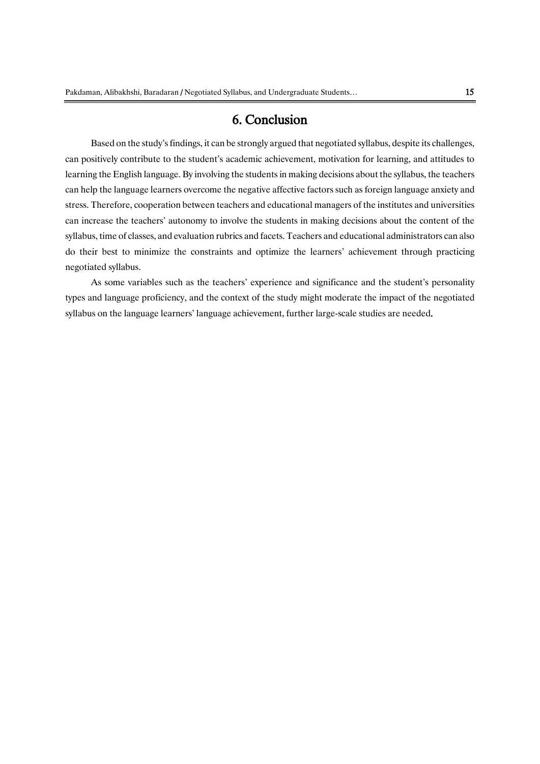## 6. Conclusion

Based on the study's findings, it can be strongly argued that negotiated syllabus, despite its challenges, can positively contribute to the student's academic achievement, motivation for learning, and attitudes to learning the English language. By involving the students in making decisions about the syllabus, the teachers can help the language learners overcome the negative affective factors such as foreign language anxiety and stress. Therefore, cooperation between teachers and educational managers of the institutes and universities can increase the teachers' autonomy to involve the students in making decisions about the content of the syllabus, time of classes, and evaluation rubrics and facets. Teachers and educational administrators can also do their best to minimize the constraints and optimize the learners' achievement through practicing negotiated syllabus.

As some variables such as the teachers' experience and significance and the student's personality types and language proficiency, and the context of the study might moderate the impact of the negotiated syllabus on the language learners' language achievement, further large-scale studies are needed.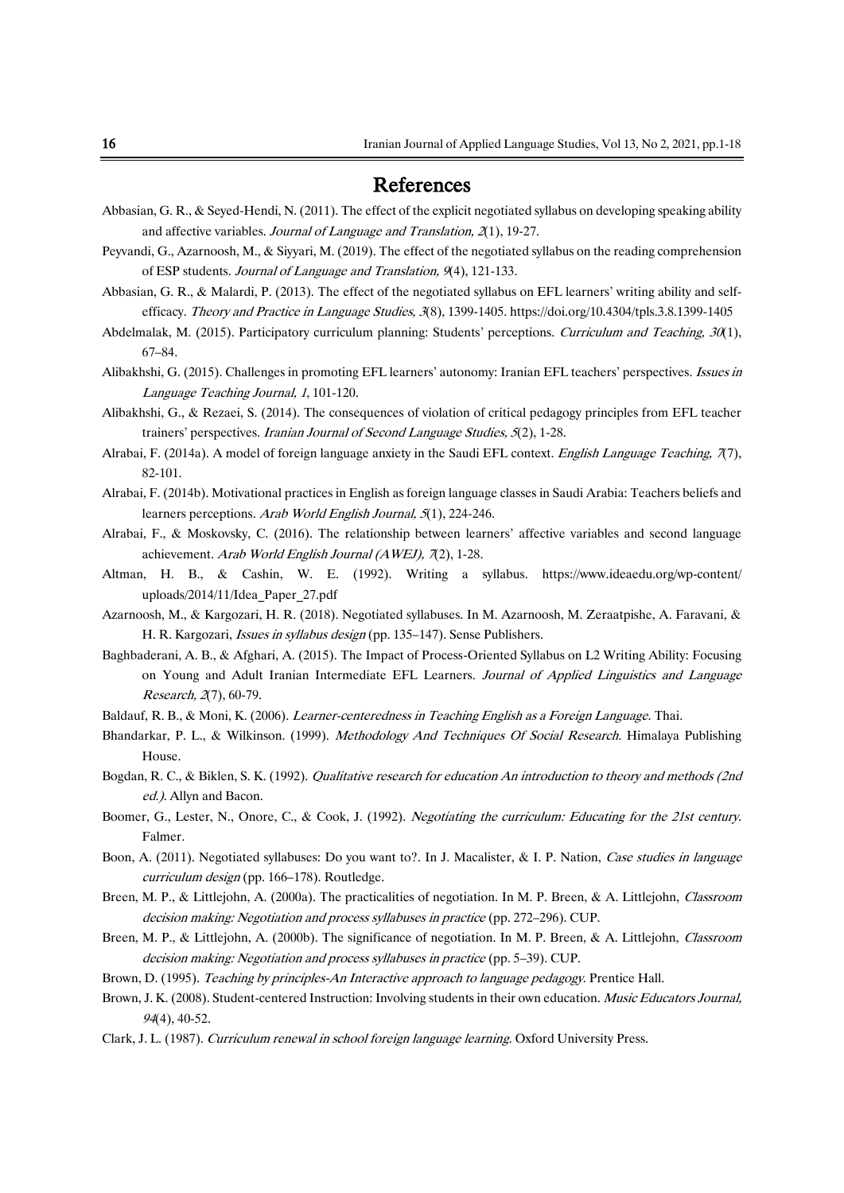# References

Abbasian, G. R., & Seyed-Hendi, N. (2011). The effect of the explicit negotiated syllabus on developing speaking ability and affective variables. *Journal of Language and Translation, 2*(1), 19-27.

Peyvandi, G., Azarnoosh, M., & Siyyari, M. (2019). The effect of the negotiated syllabus on the reading comprehension of ESP students. *Journal of Language and Translation, 9*(4), 121-133.

Abbasian, G. R., & Malardi, P. (2013). The effect of the negotiated syllabus on EFL learners' writing ability and self-efficacy. *Theory and Practice in Language Studies, 3*(8), 1399-1405. https://doi.org/10.4304/tpls.3.8.1399-1405

Abdelmalak, M. (2015). Participatory curriculum planning: Students' perceptions. *Curriculum and Teaching, 30*(1), 67–84.

Alibakhshi, G. (2015). Challenges in promoting EFL learners' autonomy: Iranian EFL teachers' perspectives. *Issues in Language Teaching Journal, 1*, 101-120.

Alibakhshi, G., & Rezaei, S. (2014). The consequences of violation of critical pedagogy principles from EFL teacher trainers' perspectives. *Iranian Journal of Second Language Studies, 5*(2), 1-28.

Alrabai, F. (2014a). A model of foreign language anxiety in the Saudi EFL context. *English Language Teaching, 7*(7), 82-101.

Alrabai, F. (2014b). Motivational practices in English as foreign language classes in Saudi Arabia: Teachers beliefs and learners perceptions. *Arab World English Journal, 5*(1), 224-246.

Alrabai, F., & Moskovsky, C. (2016). The relationship between learners' affective variables and second language achievement. *Arab World English Journal (AWEJ), 7*(2), 1-28.

Altman, H. B., & Cashin, W. E. (1992). Writing a syllabus. https://www.ideaedu.org/wp-content/uploads/2014/11/Idea_Paper_27.pdf

Azarnoosh, M., & Kargozari, H. R. (2018). Negotiated syllabuses. In M. Azarnoosh, M. Zeraatpishe, A. Faravani, & H. R. Kargozari, *Issues in syllabus design* (pp. 135–147). Sense Publishers.

Baghbaderani, A. B., & Afghari, A. (2015). The Impact of Process-Oriented Syllabus on L2 Writing Ability: Focusing on Young and Adult Iranian Intermediate EFL Learners. *Journal of Applied Linguistics and Language Research, 2*(7), 60-79.

Baldauf, R. B., & Moni, K. (2006). *Learner-centeredness in Teaching English as a Foreign Language.* Thai.

Bhandarkar, P. L., & Wilkinson. (1999). *Methodology And Techniques Of Social Research.* Himalaya Publishing House.

Bogdan, R. C., & Biklen, S. K. (1992). *Qualitative research for education An introduction to theory and methods (2nd ed.).* Allyn and Bacon.

Boomer, G., Lester, N., Onore, C., & Cook, J. (1992). *Negotiating the curriculum: Educating for the 21st century.* Falmer.

Boon, A. (2011). Negotiated syllabuses: Do you want to?. In J. Macalister, & I. P. Nation, *Case studies in language curriculum design* (pp. 166–178). Routledge.

Breen, M. P., & Littlejohn, A. (2000a). The practicalities of negotiation. In M. P. Breen, & A. Littlejohn, *Classroom decision making: Negotiation and process syllabuses in practice* (pp. 272–296). CUP.

Breen, M. P., & Littlejohn, A. (2000b). The significance of negotiation. In M. P. Breen, & A. Littlejohn, *Classroom decision making: Negotiation and process syllabuses in practice* (pp. 5–39). CUP.

Brown, D. (1995). *Teaching by principles-An Interactive approach to language pedagogy.* Prentice Hall.

Brown, J. K. (2008). Student-centered Instruction: Involving students in their own education. *Music Educators Journal, 94*(4), 40-52.

Clark, J. L. (1987). *Curriculum renewal in school foreign language learning.* Oxford University Press.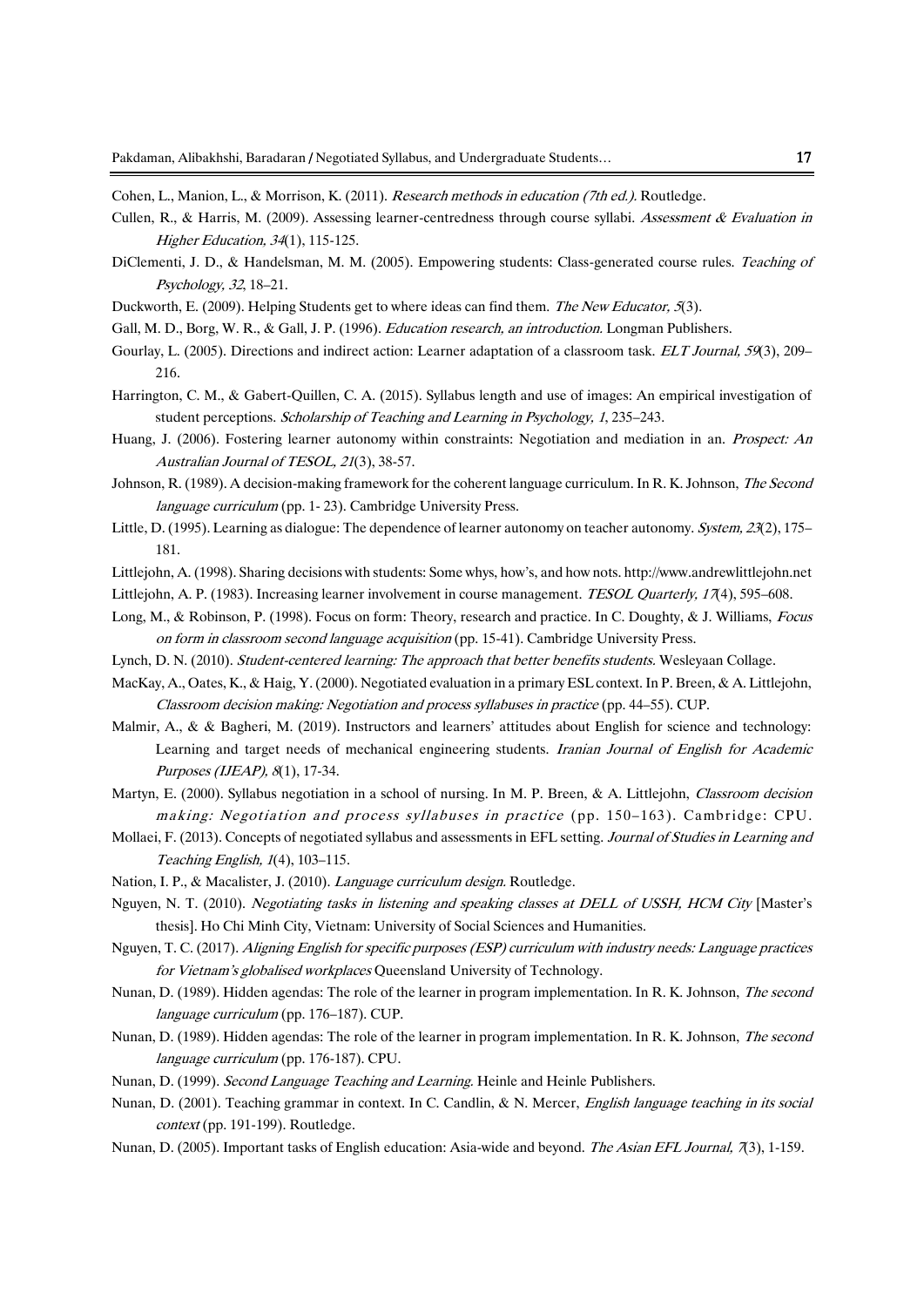Cohen, L., Manion, L., & Morrison, K. (2011). *Research methods in education (7th ed.).* Routledge.

Cullen, R., & Harris, M. (2009). Assessing learner-centredness through course syllabi. *Assessment & Evaluation in Higher Education, 34*(1), 115-125.

DiClementi, J. D., & Handelsman, M. M. (2005). Empowering students: Class-generated course rules. *Teaching of Psychology, 32*, 18–21.

Duckworth, E. (2009). Helping Students get to where ideas can find them. *The New Educator, 5*(3).

Gall, M. D., Borg, W. R., & Gall, J. P. (1996). *Education research, an introduction.* Longman Publishers.

Gourlay, L. (2005). Directions and indirect action: Learner adaptation of a classroom task. *ELT Journal, 59*(3), 209–216.

Harrington, C. M., & Gabert-Quillen, C. A. (2015). Syllabus length and use of images: An empirical investigation of student perceptions. *Scholarship of Teaching and Learning in Psychology, 1*, 235–243.

Huang, J. (2006). Fostering learner autonomy within constraints: Negotiation and mediation in an. *Prospect: An Australian Journal of TESOL, 21*(3), 38-57.

Johnson, R. (1989). A decision-making framework for the coherent language curriculum. In R. K. Johnson, *The Second language curriculum* (pp. 1- 23). Cambridge University Press.

Little, D. (1995). Learning as dialogue: The dependence of learner autonomy on teacher autonomy. *System, 23*(2), 175–181.

Littlejohn, A. (1998). Sharing decisions with students: Some whys, how's, and how nots. http://www.andrewlittlejohn.net

Littlejohn, A. P. (1983). Increasing learner involvement in course management. *TESOL Quarterly, 17*(4), 595–608.

Long, M., & Robinson, P. (1998). Focus on form: Theory, research and practice. In C. Doughty, & J. Williams, *Focus on form in classroom second language acquisition* (pp. 15-41). Cambridge University Press.

Lynch, D. N. (2010). *Student-centered learning: The approach that better benefits students.* Wesleyaan Collage.

MacKay, A., Oates, K., & Haig, Y. (2000). Negotiated evaluation in a primary ESL context. In P. Breen, & A. Littlejohn, *Classroom decision making: Negotiation and process syllabuses in practice* (pp. 44–55). CUP.

Malmir, A., & & Bagheri, M. (2019). Instructors and learners' attitudes about English for science and technology: Learning and target needs of mechanical engineering students. *Iranian Journal of English for Academic Purposes (IJEAP), 8*(1), 17-34.

Martyn, E. (2000). Syllabus negotiation in a school of nursing. In M. P. Breen, & A. Littlejohn, *Classroom decision making: Negotiation and process syllabuses in practice* (pp. 150–163). Cambridge: CPU.

Mollaei, F. (2013). Concepts of negotiated syllabus and assessments in EFL setting. *Journal of Studies in Learning and Teaching English, 1*(4), 103–115.

Nation, I. P., & Macalister, J. (2010). *Language curriculum design.* Routledge.

Nguyen, N. T. (2010). *Negotiating tasks in listening and speaking classes at DELL of USSH, HCM City* [Master's thesis]. Ho Chi Minh City, Vietnam: University of Social Sciences and Humanities.

Nguyen, T. C. (2017). *Aligning English for specific purposes (ESP) curriculum with industry needs: Language practices for Vietnam's globalised workplaces* Queensland University of Technology.

Nunan, D. (1989). Hidden agendas: The role of the learner in program implementation. In R. K. Johnson, *The second language curriculum* (pp. 176–187). CUP.

Nunan, D. (1989). Hidden agendas: The role of the learner in program implementation. In R. K. Johnson, *The second language curriculum* (pp. 176-187). CPU.

Nunan, D. (1999). *Second Language Teaching and Learning.* Heinle and Heinle Publishers.

Nunan, D. (2001). Teaching grammar in context. In C. Candlin, & N. Mercer, *English language teaching in its social context* (pp. 191-199). Routledge.

Nunan, D. (2005). Important tasks of English education: Asia-wide and beyond. *The Asian EFL Journal, 7*(3), 1-159.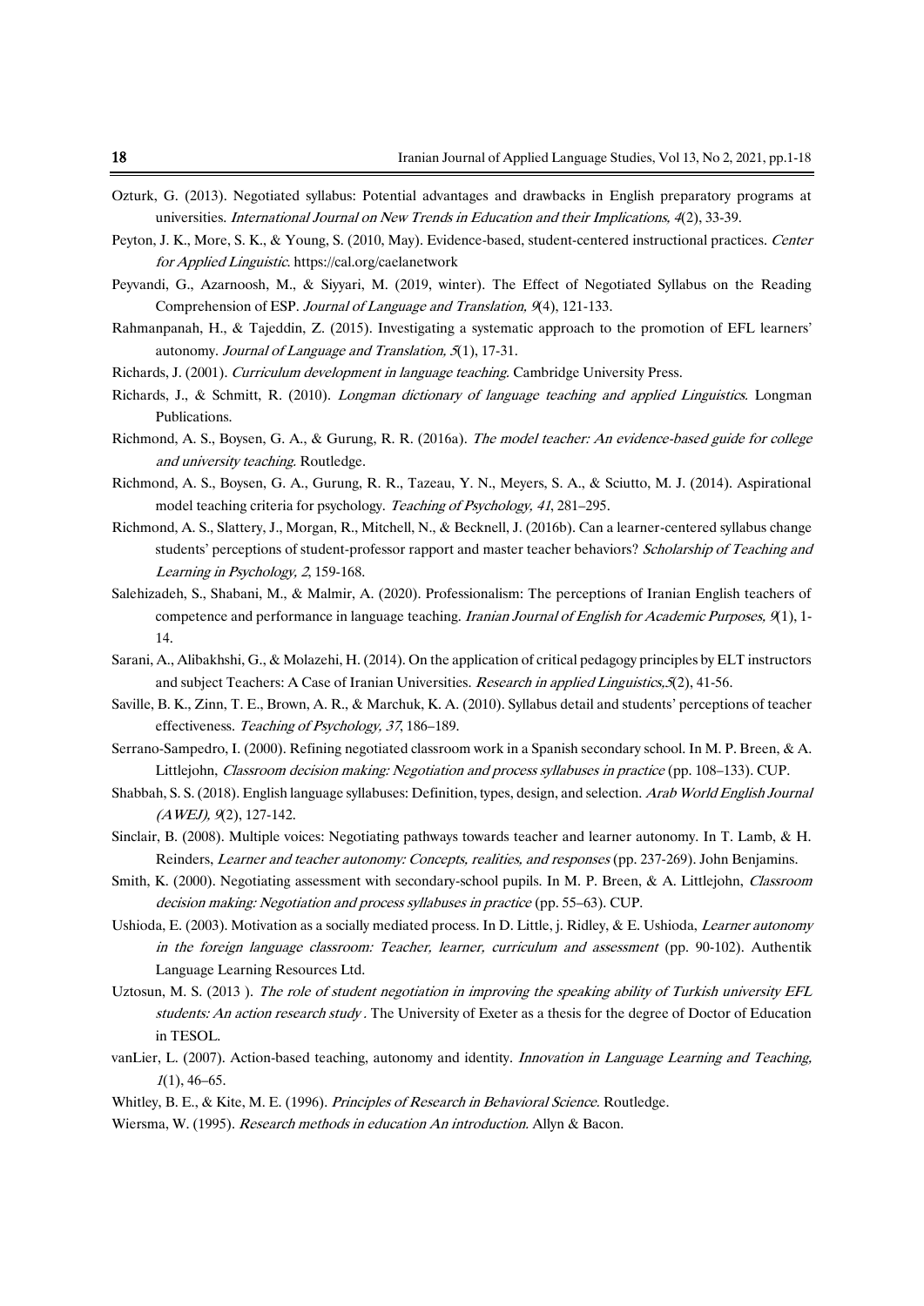Ozturk, G. (2013). Negotiated syllabus: Potential advantages and drawbacks in English preparatory programs at universities. *International Journal on New Trends in Education and their Implications, 4*(2), 33-39.

Peyton, J. K., More, S. K., & Young, S. (2010, May). Evidence-based, student-centered instructional practices. *Center for Applied Linguistic*. https://cal.org/caelanetwork

Peyvandi, G., Azarnoosh, M., & Siyyari, M. (2019, winter). The Effect of Negotiated Syllabus on the Reading Comprehension of ESP. *Journal of Language and Translation, 9*(4), 121-133.

Rahmanpanah, H., & Tajeddin, Z. (2015). Investigating a systematic approach to the promotion of EFL learners' autonomy. *Journal of Language and Translation, 5*(1), 17-31.

Richards, J. (2001). *Curriculum development in language teaching*. Cambridge University Press.

Richards, J., & Schmitt, R. (2010). *Longman dictionary of language teaching and applied Linguistics*. Longman Publications.

Richmond, A. S., Boysen, G. A., & Gurung, R. R. (2016a). *The model teacher: An evidence-based guide for college and university teaching*. Routledge.

Richmond, A. S., Boysen, G. A., Gurung, R. R., Tazeau, Y. N., Meyers, S. A., & Sciutto, M. J. (2014). Aspirational model teaching criteria for psychology. *Teaching of Psychology, 41*, 281–295.

Richmond, A. S., Slattery, J., Morgan, R., Mitchell, N., & Becknell, J. (2016b). Can a learner-centered syllabus change students' perceptions of student-professor rapport and master teacher behaviors? *Scholarship of Teaching and Learning in Psychology, 2*, 159-168.

Salehizadeh, S., Shabani, M., & Malmir, A. (2020). Professionalism: The perceptions of Iranian English teachers of competence and performance in language teaching. *Iranian Journal of English for Academic Purposes, 9*(1), 1-14.

Sarani, A., Alibakhshi, G., & Molazehi, H. (2014). On the application of critical pedagogy principles by ELT instructors and subject Teachers: A Case of Iranian Universities. *Research in applied Linguistics,5*(2), 41-56.

Saville, B. K., Zinn, T. E., Brown, A. R., & Marchuk, K. A. (2010). Syllabus detail and students' perceptions of teacher effectiveness. *Teaching of Psychology, 37*, 186–189.

Serrano-Sampedro, I. (2000). Refining negotiated classroom work in a Spanish secondary school. In M. P. Breen, & A. Littlejohn, *Classroom decision making: Negotiation and process syllabuses in practice* (pp. 108–133). CUP.

Shabbah, S. S. (2018). English language syllabuses: Definition, types, design, and selection. *Arab World English Journal (AWEJ), 9*(2), 127-142.

Sinclair, B. (2008). Multiple voices: Negotiating pathways towards teacher and learner autonomy. In T. Lamb, & H. Reinders, *Learner and teacher autonomy: Concepts, realities, and responses* (pp. 237-269). John Benjamins.

Smith, K. (2000). Negotiating assessment with secondary-school pupils. In M. P. Breen, & A. Littlejohn, *Classroom decision making: Negotiation and process syllabuses in practice* (pp. 55–63). CUP.

Ushioda, E. (2003). Motivation as a socially mediated process. In D. Little, j. Ridley, & E. Ushioda, *Learner autonomy in the foreign language classroom: Teacher, learner, curriculum and assessment* (pp. 90-102). Authentik Language Learning Resources Ltd.

Uztosun, M. S. (2013 ). *The role of student negotiation in improving the speaking ability of Turkish university EFL students: An action research study* . The University of Exeter as a thesis for the degree of Doctor of Education in TESOL.

vanLier, L. (2007). Action-based teaching, autonomy and identity. *Innovation in Language Learning and Teaching, 1*(1), 46–65.

Whitley, B. E., & Kite, M. E. (1996). *Principles of Research in Behavioral Science*. Routledge.

Wiersma, W. (1995). *Research methods in education An introduction*. Allyn & Bacon.